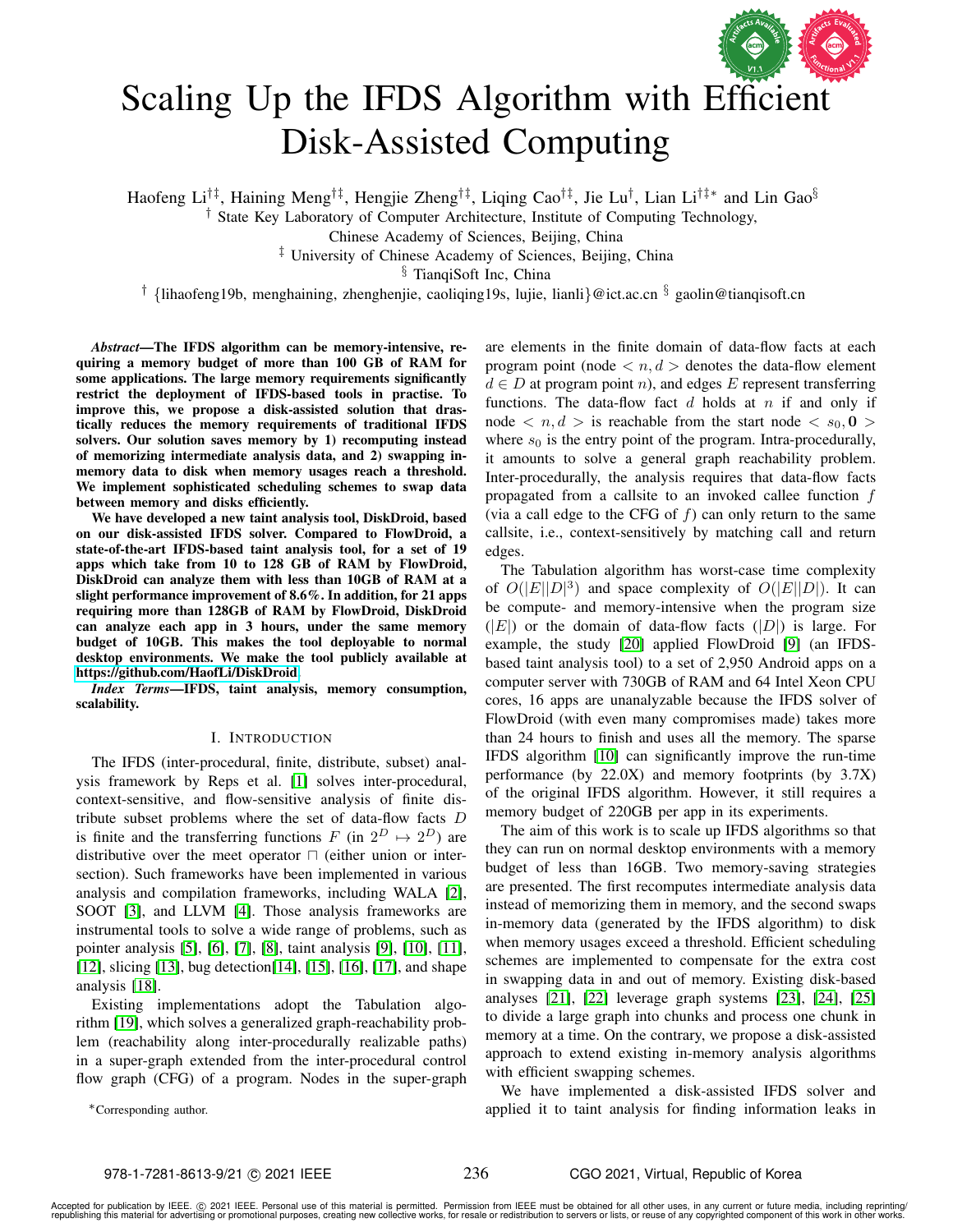# Scaling Up the IFDS Algorithm with Efficient Disk-Assisted Computing

Haofeng Li[†‡], Haining Meng[†‡], Hengjie Zheng[†‡], Liqing Cao[†‡], Jie Lu[†], Lian Li[†‡*] and Lin Gao[§]

[†] State Key Laboratory of Computer Architecture, Institute of Computing Technology, Chinese Academy of Sciences, Beijing, China

[‡] University of Chinese Academy of Sciences, Beijing, China

[§] TianqiSoft Inc, China

[†] {lihaofeng19b, menghaining, zhenghenjie, caoliqing19s, lujie, lianli}@ict.ac.cn [§] gaolin@tianqisoft.cn

***Abstract*—The IFDS algorithm can be memory-intensive, requiring a memory budget of more than 100 GB of RAM for some applications. The large memory requirements significantly restrict the deployment of IFDS-based tools in practise. To improve this, we propose a disk-assisted solution that drastically reduces the memory requirements of traditional IFDS solvers. Our solution saves memory by 1) recomputing instead of memorizing intermediate analysis data, and 2) swapping in-memory data to disk when memory usages reach a threshold. We implement sophisticated scheduling schemes to swap data between memory and disks efficiently.**

**We have developed a new taint analysis tool, DiskDroid, based on our disk-assisted IFDS solver. Compared to FlowDroid, a state-of-the-art IFDS-based taint analysis tool, for a set of 19 apps which take from 10 to 128 GB of RAM by FlowDroid, DiskDroid can analyze them with less than 10GB of RAM at a slight performance improvement of 8.6%. In addition, for 21 apps requiring more than 128GB of RAM by FlowDroid, DiskDroid can analyze each app in 3 hours, under the same memory budget of 10GB. This makes the tool deployable to normal desktop environments. We make the tool publicly available at https://github.com/HaofLi/DiskDroid.**

***Index Terms*—IFDS, taint analysis, memory consumption, scalability.**

## I. Introduction

The IFDS (inter-procedural, finite, distribute, subset) analysis framework by Reps et al. [1] solves inter-procedural, context-sensitive, and flow-sensitive analysis of finite distribute subset problems where the set of data-flow facts $D$ is finite and the transferring functions $F$ (in $2^D \mapsto 2^D$) are distributive over the meet operator $\sqcap$ (either union or intersection). Such frameworks have been implemented in various analysis and compilation frameworks, including WALA [2], SOOT [3], and LLVM [4]. Those analysis frameworks are instrumental tools to solve a wide range of problems, such as pointer analysis [5], [6], [7], [8], taint analysis [9], [10], [11], [12], slicing [13], bug detection[14], [15], [16], [17], and shape analysis [18].

Existing implementations adopt the Tabulation algorithm [19], which solves a generalized graph-reachability problem (reachability along inter-procedurally realizable paths) in a super-graph extended from the inter-procedural control flow graph (CFG) of a program. Nodes in the super-graph are elements in the finite domain of data-flow facts at each program point (node $< n, d >$ denotes the data-flow element $d \in D$ at program point $n$), and edges $E$ represent transferring functions. The data-flow fact $d$ holds at $n$ if and only if node $< n, d >$ is reachable from the start node $< s_0, \mathbf{0} >$ where $s_0$ is the entry point of the program. Intra-procedurally, it amounts to solve a general graph reachability problem. Inter-procedurally, the analysis requires that data-flow facts propagated from a callsite to an invoked callee function $f$ (via a call edge to the CFG of $f$) can only return to the same callsite, i.e., context-sensitively by matching call and return edges.

The Tabulation algorithm has worst-case time complexity of $O(|E||D|^3)$ and space complexity of $O(|E||D|)$. It can be compute- and memory-intensive when the program size ($|E|$) or the domain of data-flow facts ($|D|$) is large. For example, the study [20] applied FlowDroid [9] (an IFDS-based taint analysis tool) to a set of 2,950 Android apps on a computer server with 730GB of RAM and 64 Intel Xeon CPU cores, 16 apps are unanalyzable because the IFDS solver of FlowDroid (with even many compromises made) takes more than 24 hours to finish and uses all the memory. The sparse IFDS algorithm [10] can significantly improve the run-time performance (by 22.0X) and memory footprints (by 3.7X) of the original IFDS algorithm. However, it still requires a memory budget of 220GB per app in its experiments.

The aim of this work is to scale up IFDS algorithms so that they can run on normal desktop environments with a memory budget of less than 16GB. Two memory-saving strategies are presented. The first recomputes intermediate analysis data instead of memorizing them in memory, and the second swaps in-memory data (generated by the IFDS algorithm) to disk when memory usages exceed a threshold. Efficient scheduling schemes are implemented to compensate for the extra cost in swapping data in and out of memory. Existing disk-based analyses [21], [22] leverage graph systems [23], [24], [25] to divide a large graph into chunks and process one chunk in memory at a time. On the contrary, we propose a disk-assisted approach to extend existing in-memory analysis algorithms with efficient swapping schemes.

We have implemented a disk-assisted IFDS solver and applied it to taint analysis for finding information leaks in

*Corresponding author.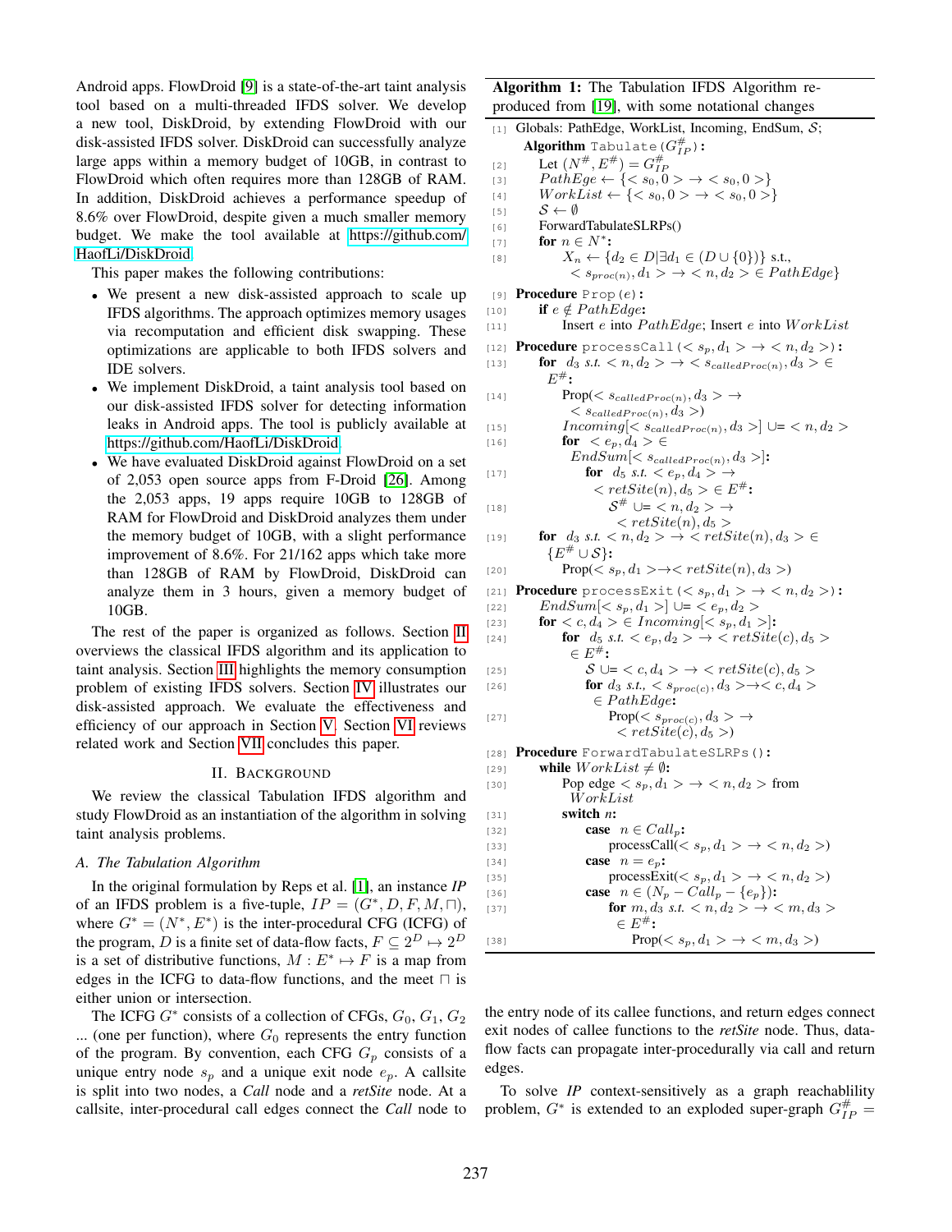Android apps. FlowDroid [9] is a state-of-the-art taint analysis tool based on a multi-threaded IFDS solver. We develop a new tool, DiskDroid, by extending FlowDroid with our disk-assisted IFDS solver. DiskDroid can successfully analyze large apps within a memory budget of 10GB, in contrast to FlowDroid which often requires more than 128GB of RAM. In addition, DiskDroid achieves a performance speedup of 8.6% over FlowDroid, despite given a much smaller memory budget. We make the tool available at https://github.com/HaofLi/DiskDroid.

This paper makes the following contributions:

- We present a new disk-assisted approach to scale up IFDS algorithms. The approach optimizes memory usages via recomputation and efficient disk swapping. These optimizations are applicable to both IFDS solvers and IDE solvers.
- We implement DiskDroid, a taint analysis tool based on our disk-assisted IFDS solver for detecting information leaks in Android apps. The tool is publicly available at https://github.com/HaofLi/DiskDroid.
- We have evaluated DiskDroid against FlowDroid on a set of 2,053 open source apps from F-Droid [26]. Among the 2,053 apps, 19 apps require 10GB to 128GB of RAM for FlowDroid and DiskDroid analyzes them under the memory budget of 10GB, with a slight performance improvement of 8.6%. For 21/162 apps which take more than 128GB of RAM by FlowDroid, DiskDroid can analyze them in 3 hours, given a memory budget of 10GB.

The rest of the paper is organized as follows. Section II overviews the classical IFDS algorithm and its application to taint analysis. Section III highlights the memory consumption problem of existing IFDS solvers. Section IV illustrates our disk-assisted approach. We evaluate the effectiveness and efficiency of our approach in Section V. Section VI reviews related work and Section VII concludes this paper.

## II. Background

We review the classical Tabulation IFDS algorithm and study FlowDroid as an instantiation of the algorithm in solving taint analysis problems.

### A. The Tabulation Algorithm

In the original formulation by Reps et al. [1], an instance *IP* of an IFDS problem is a five-tuple, $IP = (G^*, D, F, M, \sqcap)$, where $G^* = (N^*, E^*)$ is the inter-procedural CFG (ICFG) of the program, $D$ is a finite set of data-flow facts, $F \subseteq 2^D \mapsto 2^D$ is a set of distributive functions, $M : E^* \mapsto F$ is a map from edges in the ICFG to data-flow functions, and the meet $\sqcap$ is either union or intersection.

The ICFG $G^*$ consists of a collection of CFGs, $G_0$, $G_1$, $G_2$ ... (one per function), where $G_0$ represents the entry function of the program. By convention, each CFG $G_p$ consists of a unique entry node $s_p$ and a unique exit node $e_p$. A callsite is split into two nodes, a *Call* node and a *retSite* node. At a callsite, inter-procedural call edges connect the *Call* node to the entry node of its callee functions, and return edges connect exit nodes of callee functions to the *retSite* node. Thus, data-flow facts can propagate inter-procedurally via call and return edges.

To solve *IP* context-sensitively as a graph reachablility problem, $G^*$ is extended to an exploded super-graph $G^\#_{IP} =$

**Algorithm 1:** The Tabulation IFDS Algorithm reproduced from [19], with some notational changes

```
[1]  Globals: PathEdge, WorkList, Incoming, EndSum, S;
     Algorithm Tabulate(G#_IP):
[2]      Let (N#, E#) = G#_IP
[3]      PathEge ← {<s_0, 0> → <s_0, 0>}
[4]      WorkList ← {<s_0, 0> → <s_0, 0>}
[5]      S ← ∅
[6]      ForwardTabulateSLRPs()
[7]      for n ∈ N*:
[8]          X_n ← {d_2 ∈ D | ∃d_1 ∈ (D ∪ {0})} s.t.,
               <s_proc(n), d_1> → <n, d_2> ∈ PathEdge}
[9]  Procedure Prop(e):
[10]     if e ∉ PathEdge:
[11]         Insert e into PathEdge; Insert e into WorkList
[12] Procedure processCall(<s_p, d_1> → <n, d_2>):
[13]     for d_3 s.t. <n, d_2> → <s_calledProc(n), d_3> ∈ E#:
[14]         Prop(<s_calledProc(n), d_3> →
               <s_calledProc(n), d_3>)
[15]         Incoming[<s_calledProc(n), d_3>] ∪= <n, d_2>
[16]         for <e_p, d_4> ∈ EndSum[<s_calledProc(n), d_3>]:
[17]             for d_5 s.t. <e_p, d_4> →
                   <retSite(n), d_5> ∈ E#:
[18]                 S# ∪= <n, d_2> →
                       <retSite(n), d_5>
[19]     for d_3 s.t. <n, d_2> → <retSite(n), d_3> ∈ {E# ∪ S}:
[20]         Prop(<s_p, d_1> → <retSite(n), d_3>)
[21] Procedure processExit(<s_p, d_1> → <n, d_2>):
[22]     EndSum[<s_p, d_1>] ∪= <e_p, d_2>
[23]     for <c, d_4> ∈ Incoming[<s_p, d_1>]:
[24]         for d_5 s.t. <e_p, d_2> → <retSite(c), d_5> ∈ E#:
[25]             S ∪= <c, d_4> → <retSite(c), d_5>
[26]             for d_3 s.t., <s_proc(c), d_3> → <c, d_4>
                   ∈ PathEdge:
[27]                 Prop(<s_proc(c), d_3> →
                       <retSite(c), d_5>)
[28] Procedure ForwardTabulateSLRPs():
[29]     while WorkList ≠ ∅:
[30]         Pop edge <s_p, d_1> → <n, d_2> from WorkList
[31]         switch n:
[32]             case n ∈ Call_p:
[33]                 processCall(<s_p, d_1> → <n, d_2>)
[34]             case n = e_p:
[35]                 processExit(<s_p, d_1> → <n, d_2>)
[36]             case n ∈ (N_p − Call_p − {e_p}):
[37]                 for m, d_3 s.t. <n, d_2> → <m, d_3>
                       ∈ E#:
[38]                     Prop(<s_p, d_1> → <m, d_3>)
```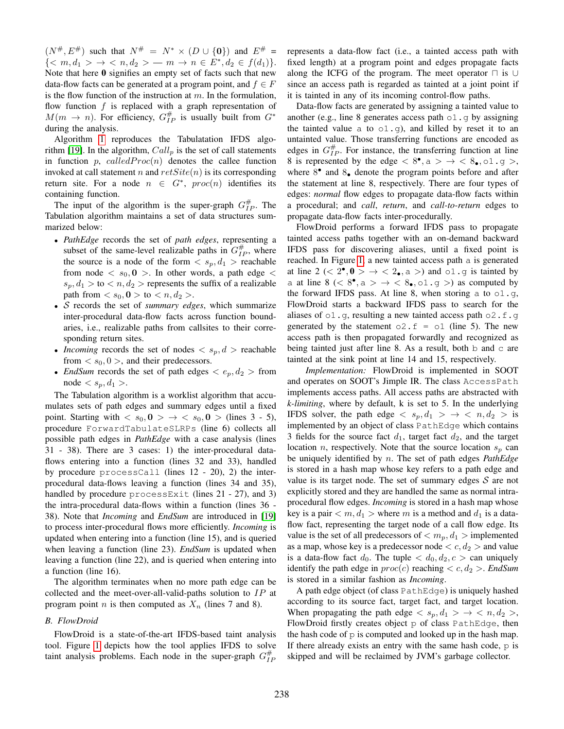$(N^\#, E^\#)$ such that $N^\# = N^* \times (D \cup \{\mathbf{0}\})$ and $E^\# = \{< m, d_1 > \rightarrow < n, d_2 > — m \rightarrow n \in E^*, d_2 \in f(d_1)\}$. Note that here $\mathbf{0}$ signifies an empty set of facts such that new data-flow facts can be generated at a program point, and $f \in F$ is the flow function of the instruction at $m$. In the formulation, flow function $f$ is replaced with a graph representation of $M(m \rightarrow n)$. For efficiency, $G^\#_{IP}$ is usually built from $G^*$ during the analysis.

Algorithm 1 reproduces the Tabulatation IFDS algorithm [19]. In the algorithm, $Call_p$ is the set of call statements in function $p$, $calledProc(n)$ denotes the callee function invoked at call statement $n$ and $retSite(n)$ is its corresponding return site. For a node $n \in G^*$, $proc(n)$ identifies its containing function.

The input of the algorithm is the super-graph $G^\#_{IP}$. The Tabulation algorithm maintains a set of data structures summarized below:

- *PathEdge* records the set of *path edges*, representing a subset of the same-level realizable paths in $G^\#_{IP}$, where the source is a node of the form $< s_p, d_1 >$ reachable from node $< s_0, \mathbf{0} >$. In other words, a path edge $< s_p, d_1 >$ to $< n, d_2 >$ represents the suffix of a realizable path from $< s_0, \mathbf{0} >$ to $< n, d_2 >$.
- $\mathcal{S}$ records the set of *summary edges*, which summarize inter-procedural data-flow facts across function boundaries, i.e., realizable paths from callsites to their corresponding return sites.
- *Incoming* records the set of nodes $< s_p, d >$ reachable from $< s_0, 0 >$, and their predecessors.
- *EndSum* records the set of path edges $< e_p, d_2 >$ from node $< s_p, d_1 >$.

The Tabulation algorithm is a worklist algorithm that accumulates sets of path edges and summary edges until a fixed point. Starting with $< s_0, \mathbf{0} > \rightarrow < s_0, \mathbf{0} >$ (lines 3 - 5), procedure `ForwardTabulateSLRPs` (line 6) collects all possible path edges in *PathEdge* with a case analysis (lines 31 - 38). There are 3 cases: 1) the inter-procedural data-flows entering into a function (lines 32 and 33), handled by procedure `processCall` (lines 12 - 20), 2) the inter-procedural data-flows leaving a function (lines 34 and 35), handled by procedure `processExit` (lines 21 - 27), and 3) the intra-procedural data-flows within a function (lines 36 - 38). Note that *Incoming* and *EndSum* are introduced in [19] to process inter-procedural flows more efficiently. *Incoming* is updated when entering into a function (line 15), and is queried when leaving a function (line 23). *EndSum* is updated when leaving a function (line 22), and is queried when entering into a function (line 16).

The algorithm terminates when no more path edge can be collected and the meet-over-all-valid-paths solution to $IP$ at program point $n$ is then computed as $X_n$ (lines 7 and 8).

### B. FlowDroid

FlowDroid is a state-of-the-art IFDS-based taint analysis tool. Figure 1 depicts how the tool applies IFDS to solve taint analysis problems. Each node in the super-graph $G^\#_{IP}$ represents a data-flow fact (i.e., a tainted access path with fixed length) at a program point and edges propagate facts along the ICFG of the program. The meet operator $\sqcap$ is $\cup$ since an access path is regarded as tainted at a joint point if it is tainted in any of its incoming control-flow paths.

Data-flow facts are generated by assigning a tainted value to another (e.g., line 8 generates access path `o1.g` by assigning the tainted value `a` to `o1.g`), and killed by reset it to an untainted value. Those transferring functions are encoded as edges in $G^\#_{IP}$. For instance, the transferring function at line 8 is represented by the edge $< 8^\bullet, \texttt{a} > \rightarrow < 8_\bullet, \texttt{o1.g} >$, where $8^\bullet$ and $8_\bullet$ denote the program points before and after the statement at line 8, respectively. There are four types of edges: *normal* flow edges to propagate data-flow facts within a procedural; and *call*, *return*, and *call-to-return* edges to propagate data-flow facts inter-procedurally.

FlowDroid performs a forward IFDS pass to propagate tainted access paths together with an on-demand backward IFDS pass for discovering aliases, until a fixed point is reached. In Figure 1, a new tainted access path `a` is generated at line 2 ($< 2^\bullet, \mathbf{0} > \rightarrow < 2_\bullet, \texttt{a} >$) and `o1.g` is tainted by `a` at line 8 ($< 8^\bullet, \texttt{a} > \rightarrow < 8_\bullet, \texttt{o1.g} >$) as computed by the forward IFDS pass. At line 8, when storing `a` to `o1.g`, FlowDroid starts a backward IFDS pass to search for the aliases of `o1.g`, resulting a new tainted access path `o2.f.g` generated by the statement `o2.f = o1` (line 5). The new access path is then propagated forwardly and recognized as being tainted just after line 8. As a result, both `b` and `c` are tainted at the sink point at line 14 and 15, respectively.

*Implementation:* FlowDroid is implemented in SOOT and operates on SOOT's Jimple IR. The class `AccessPath` implements access paths. All access paths are abstracted with *k-limiting*, where by default, k is set to 5. In the underlying IFDS solver, the path edge $< s_p, d_1 > \rightarrow < n, d_2 >$ is implemented by an object of class `PathEdge` which contains 3 fields for the source fact $d_1$, target fact $d_2$, and the target location $n$, respectively. Note that the source location $s_p$ can be uniquely identified by $n$. The set of path edges *PathEdge* is stored in a hash map whose key refers to a path edge and value is its target node. The set of summary edges $\mathcal{S}$ are not explicitly stored and they are handled the same as normal intra-procedural flow edges. *Incoming* is stored in a hash map whose key is a pair $< m, d_1 >$ where $m$ is a method and $d_1$ is a data-flow fact, representing the target node of a call flow edge. Its value is the set of all predecessors of $< m_p, d_1 >$ implemented as a map, whose key is a predecessor node $< c, d_2 >$ and value is a data-flow fact $d_0$. The tuple $< d_0, d_2, c >$ can uniquely identify the path edge in $proc(c)$ reaching $< c, d_2 >$. *EndSum* is stored in a similar fashion as *Incoming*.

A path edge object (of class `PathEdge`) is uniquely hashed according to its source fact, target fact, and target location. When propagating the path edge $< s_p, d_1 > \rightarrow < n, d_2 >$, FlowDroid firstly creates object `p` of class `PathEdge`, then the hash code of `p` is computed and looked up in the hash map. If there already exists an entry with the same hash code, `p` is skipped and will be reclaimed by JVM's garbage collector.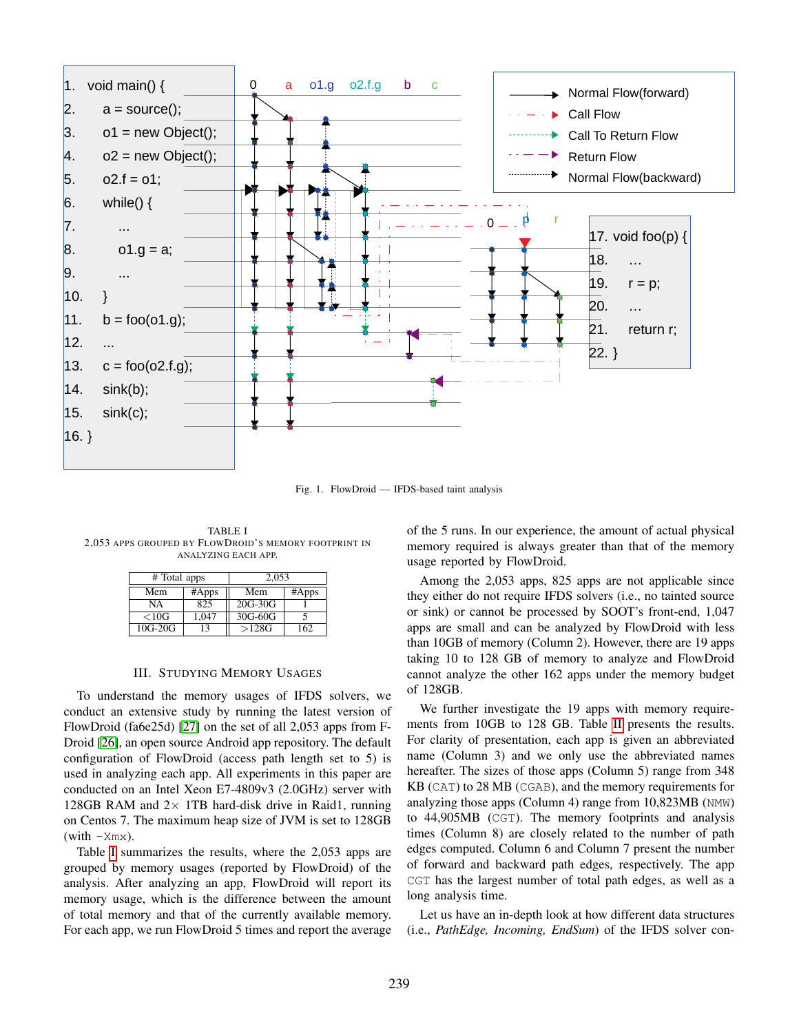```
1.  void main() {
2.      a = source();
3.      o1 = new Object();
4.      o2 = new Object();
5.      o2.f = o1;
6.      while() {
7.          ...
8.          o1.g = a;
9.          ...
10.     }
11.     b = foo(o1.g);
12.     ...
13.     c = foo(o2.f.g);
14.     sink(b);
15.     sink(c);
16. }

17. void foo(p) {
18.     ...
19.     r = p;
20.     ...
21.     return r;
22. }
```

Fig. 1. FlowDroid — IFDS-based taint analysis

TABLE I
2,053 APPS GROUPED BY FLOWDROID'S MEMORY FOOTPRINT IN ANALYZING EACH APP.

| # Total apps | | 2,053 | |
|---|---|---|---|
| Mem | #Apps | Mem | #Apps |
| NA | 825 | 20G-30G | 1 |
| <10G | 1,047 | 30G-60G | 5 |
| 10G-20G | 13 | >128G | 162 |

## III. STUDYING MEMORY USAGES

To understand the memory usages of IFDS solvers, we conduct an extensive study by running the latest version of FlowDroid (fa6e25d) [27] on the set of all 2,053 apps from F-Droid [26], an open source Android app repository. The default configuration of FlowDroid (access path length set to 5) is used in analyzing each app. All experiments in this paper are conducted on an Intel Xeon E7-4809v3 (2.0GHz) server with 128GB RAM and 2× 1TB hard-disk drive in Raid1, running on Centos 7. The maximum heap size of JVM is set to 128GB (with `-Xmx`).

Table I summarizes the results, where the 2,053 apps are grouped by memory usages (reported by FlowDroid) of the analysis. After analyzing an app, FlowDroid will report its memory usage, which is the difference between the amount of total memory and that of the currently available memory. For each app, we run FlowDroid 5 times and report the average of the 5 runs. In our experience, the amount of actual physical memory required is always greater than that of the memory usage reported by FlowDroid.

Among the 2,053 apps, 825 apps are not applicable since they either do not require IFDS solvers (i.e., no tainted source or sink) or cannot be processed by SOOT's front-end, 1,047 apps are small and can be analyzed by FlowDroid with less than 10GB of memory (Column 2). However, there are 19 apps taking 10 to 128 GB of memory to analyze and FlowDroid cannot analyze the other 162 apps under the memory budget of 128GB.

We further investigate the 19 apps with memory requirements from 10GB to 128 GB. Table II presents the results. For clarity of presentation, each app is given an abbreviated name (Column 3) and we only use the abbreviated names hereafter. The sizes of those apps (Column 5) range from 348 KB (`CAT`) to 28 MB (`CGAB`), and the memory requirements for analyzing those apps (Column 4) range from 10,823MB (`NMW`) to 44,905MB (`CGT`). The memory footprints and analysis times (Column 8) are closely related to the number of path edges computed. Column 6 and Column 7 present the number of forward and backward path edges, respectively. The app `CGT` has the largest number of total path edges, as well as a long analysis time.

Let us have an in-depth look at how different data structures (i.e., *PathEdge, Incoming, EndSum*) of the IFDS solver con-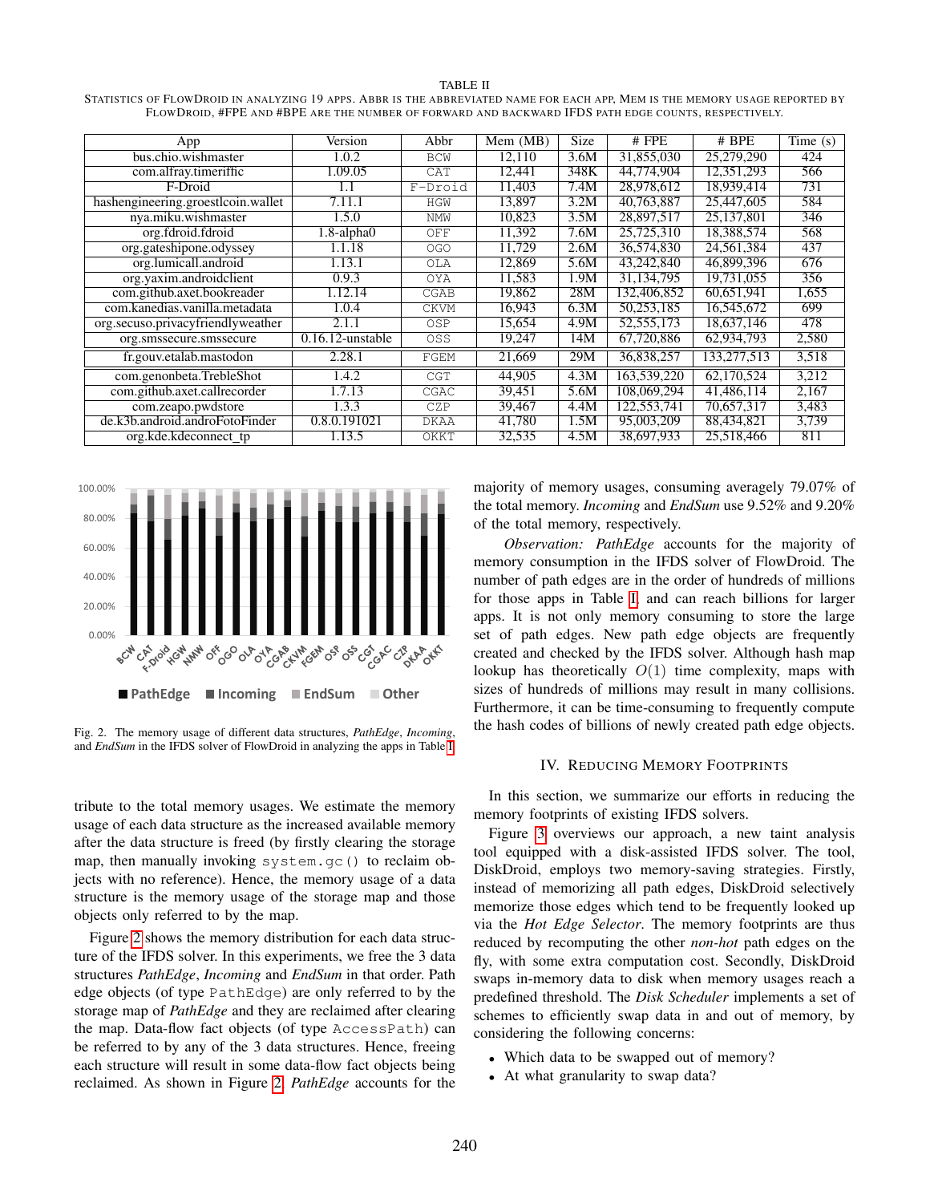TABLE II

STATISTICS OF FLOWDROID IN ANALYZING 19 APPS. ABBR IS THE ABBREVIATED NAME FOR EACH APP, MEM IS THE MEMORY USAGE REPORTED BY FLOWDROID, #FPE AND #BPE ARE THE NUMBER OF FORWARD AND BACKWARD IFDS PATH EDGE COUNTS, RESPECTIVELY.

| App | Version | Abbr | Mem (MB) | Size | # FPE | # BPE | Time (s) |
|---|---|---|---|---|---|---|---|
| bus.chio.wishmaster | 1.0.2 | BCW | 12,110 | 3.6M | 31,855,030 | 25,279,290 | 424 |
| com.alfray.timeriffic | 1.09.05 | CAT | 12,441 | 348K | 44,774,904 | 12,351,293 | 566 |
| F-Droid | 1.1 | F-Droid | 11,403 | 7.4M | 28,978,612 | 18,939,414 | 731 |
| hashengineering.groestlcoin.wallet | 7.11.1 | HGW | 13,897 | 3.2M | 40,763,887 | 25,447,605 | 584 |
| nya.miku.wishmaster | 1.5.0 | NMW | 10,823 | 3.5M | 28,897,517 | 25,137,801 | 346 |
| org.fdroid.fdroid | 1.8-alpha0 | OFF | 11,392 | 7.6M | 25,725,310 | 18,388,574 | 568 |
| org.gateshipone.odyssey | 1.1.18 | OGO | 11,729 | 2.6M | 36,574,830 | 24,561,384 | 437 |
| org.lumicall.android | 1.13.1 | OLA | 12,869 | 5.6M | 43,242,840 | 46,899,396 | 676 |
| org.yaxim.androidclient | 0.9.3 | OYA | 11,583 | 1.9M | 31,134,795 | 19,731,055 | 356 |
| com.github.axet.bookreader | 1.12.14 | CGAB | 19,862 | 28M | 132,406,852 | 60,651,941 | 1,655 |
| com.kanedias.vanilla.metadata | 1.0.4 | CKVM | 16,943 | 6.3M | 50,253,185 | 16,545,672 | 699 |
| org.secuso.privacyfriendlyweather | 2.1.1 | OSP | 15,654 | 4.9M | 52,555,173 | 18,637,146 | 478 |
| org.smssecure.smssecure | 0.16.12-unstable | OSS | 19,247 | 14M | 67,720,886 | 62,934,793 | 2,580 |
| fr.gouv.etalab.mastodon | 2.28.1 | FGEM | 21,669 | 29M | 36,838,257 | 133,277,513 | 3,518 |
| com.genonbeta.TrebleShot | 1.4.2 | CGT | 44,905 | 4.3M | 163,539,220 | 62,170,524 | 3,212 |
| com.github.axet.callrecorder | 1.7.13 | CGAC | 39,451 | 5.6M | 108,069,294 | 41,486,114 | 2,167 |
| com.zeapo.pwdstore | 1.3.3 | CZP | 39,467 | 4.4M | 122,553,741 | 70,657,317 | 3,483 |
| de.k3b.android.androFotoFinder | 0.8.0.191021 | DKAA | 41,780 | 1.5M | 95,003,209 | 88,434,821 | 3,739 |
| org.kde.kdeconnect_tp | 1.13.5 | OKKT | 32,535 | 4.5M | 38,697,933 | 25,518,466 | 811 |

Fig. 2. The memory usage of different data structures, *PathEdge*, *Incoming*, and *EndSum* in the IFDS solver of FlowDroid in analyzing the apps in Table I.

tribute to the total memory usages. We estimate the memory usage of each data structure as the increased available memory after the data structure is freed (by firstly clearing the storage map, then manually invoking `system.gc()` to reclaim objects with no reference). Hence, the memory usage of a data structure is the memory usage of the storage map and those objects only referred to by the map.

Figure 2 shows the memory distribution for each data structure of the IFDS solver. In this experiments, we free the 3 data structures *PathEdge*, *Incoming* and *EndSum* in that order. Path edge objects (of type `PathEdge`) are only referred to by the storage map of *PathEdge* and they are reclaimed after clearing the map. Data-flow fact objects (of type `AccessPath`) can be referred to by any of the 3 data structures. Hence, freeing each structure will result in some data-flow fact objects being reclaimed. As shown in Figure 2, *PathEdge* accounts for the majority of memory usages, consuming averagely 79.07% of the total memory. *Incoming* and *EndSum* use 9.52% and 9.20% of the total memory, respectively.

*Observation: PathEdge* accounts for the majority of memory consumption in the IFDS solver of FlowDroid. The number of path edges are in the order of hundreds of millions for those apps in Table I, and can reach billions for larger apps. It is not only memory consuming to store the large set of path edges. New path edge objects are frequently created and checked by the IFDS solver. Although hash map lookup has theoretically $O(1)$ time complexity, maps with sizes of hundreds of millions may result in many collisions. Furthermore, it can be time-consuming to frequently compute the hash codes of billions of newly created path edge objects.

## IV. REDUCING MEMORY FOOTPRINTS

In this section, we summarize our efforts in reducing the memory footprints of existing IFDS solvers.

Figure 3 overviews our approach, a new taint analysis tool equipped with a disk-assisted IFDS solver. The tool, DiskDroid, employs two memory-saving strategies. Firstly, instead of memorizing all path edges, DiskDroid selectively memorize those edges which tend to be frequently looked up via the *Hot Edge Selector*. The memory footprints are thus reduced by recomputing the other *non-hot* path edges on the fly, with some extra computation cost. Secondly, DiskDroid swaps in-memory data to disk when memory usages reach a predefined threshold. The *Disk Scheduler* implements a set of schemes to efficiently swap data in and out of memory, by considering the following concerns:

- Which data to be swapped out of memory?
- At what granularity to swap data?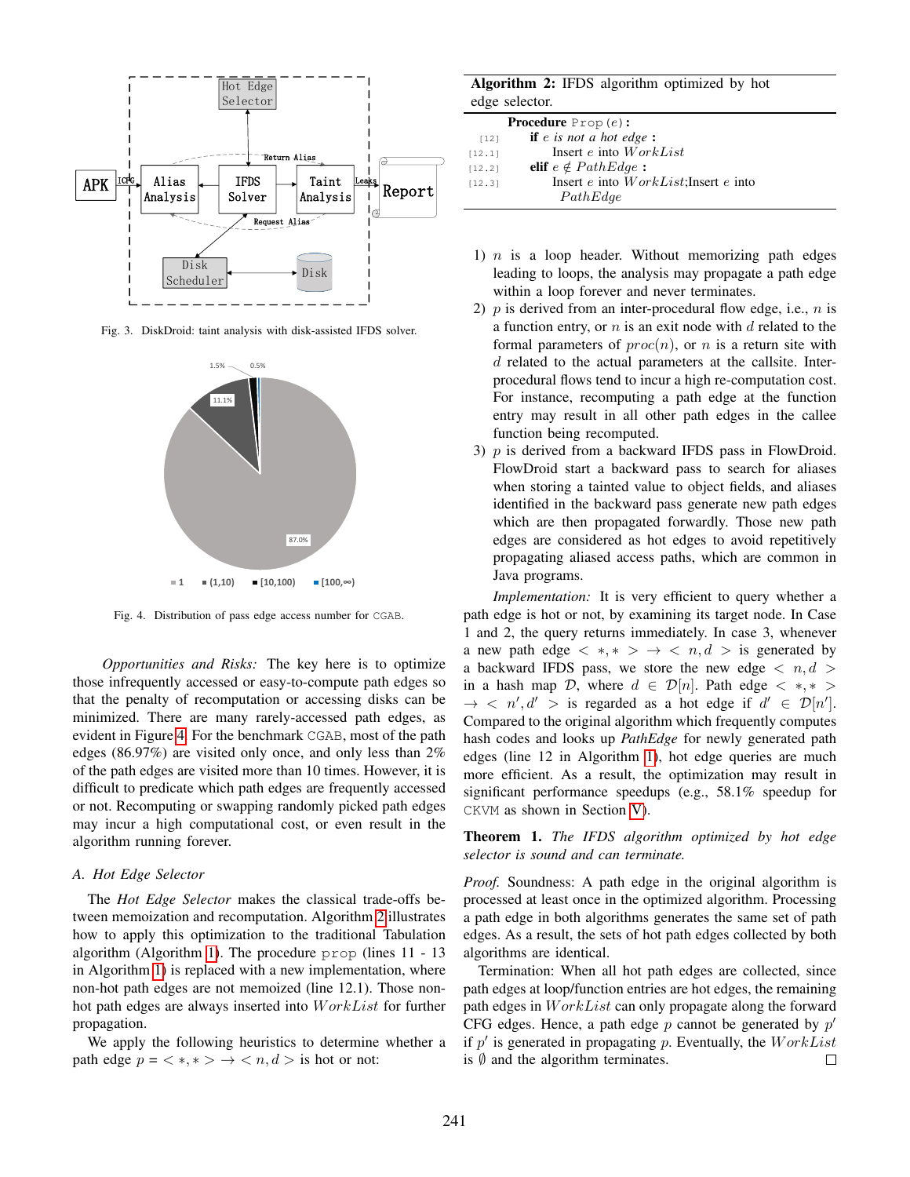Fig. 3. DiskDroid: taint analysis with disk-assisted IFDS solver.

Fig. 4. Distribution of pass edge access number for CGAB.

*Opportunities and Risks:* The key here is to optimize those infrequently accessed or easy-to-compute path edges so that the penalty of recomputation or accessing disks can be minimized. There are many rarely-accessed path edges, as evident in Figure 4. For the benchmark CGAB, most of the path edges (86.97%) are visited only once, and only less than 2% of the path edges are visited more than 10 times. However, it is difficult to predicate which path edges are frequently accessed or not. Recomputing or swapping randomly picked path edges may incur a high computational cost, or even result in the algorithm running forever.

### A. Hot Edge Selector

The *Hot Edge Selector* makes the classical trade-offs between memoization and recomputation. Algorithm 2 illustrates how to apply this optimization to the traditional Tabulation algorithm (Algorithm 1). The procedure prop (lines 11 - 13 in Algorithm 1) is replaced with a new implementation, where non-hot path edges are not memoized (line 12.1). Those non-hot path edges are always inserted into $WorkList$ for further propagation.

We apply the following heuristics to determine whether a path edge $p = <*, *> \rightarrow <n, d>$ is hot or not:

**Algorithm 2:** IFDS algorithm optimized by hot edge selector.

```
     Procedure Prop(e):
[12]   if e is not a hot edge :
[12.1]     Insert e into WorkList
[12.2] elif e ∉ PathEdge :
[12.3]     Insert e into WorkList;Insert e into
           PathEdge
```

1) $n$ is a loop header. Without memorizing path edges leading to loops, the analysis may propagate a path edge within a loop forever and never terminates.
2) $p$ is derived from an inter-procedural flow edge, i.e., $n$ is a function entry, or $n$ is an exit node with $d$ related to the formal parameters of $proc(n)$, or $n$ is a return site with $d$ related to the actual parameters at the callsite. Inter-procedural flows tend to incur a high re-computation cost. For instance, recomputing a path edge at the function entry may result in all other path edges in the callee function being recomputed.
3) $p$ is derived from a backward IFDS pass in FlowDroid. FlowDroid start a backward pass to search for aliases when storing a tainted value to object fields, and aliases identified in the backward pass generate new path edges which are then propagated forwardly. Those new path edges are considered as hot edges to avoid repetitively propagating aliased access paths, which are common in Java programs.

*Implementation:* It is very efficient to query whether a path edge is hot or not, by examining its target node. In Case 1 and 2, the query returns immediately. In case 3, whenever a new path edge $< *, * > \rightarrow < n, d >$ is generated by a backward IFDS pass, we store the new edge $< n, d >$ in a hash map $\mathcal{D}$, where $d \in \mathcal{D}[n]$. Path edge $< *, * > \rightarrow < n', d' >$ is regarded as a hot edge if $d' \in \mathcal{D}[n']$. Compared to the original algorithm which frequently computes hash codes and looks up *PathEdge* for newly generated path edges (line 12 in Algorithm 1), hot edge queries are much more efficient. As a result, the optimization may result in significant performance speedups (e.g., 58.1% speedup for CKVM as shown in Section V).

**Theorem 1.** *The IFDS algorithm optimized by hot edge selector is sound and can terminate.*

*Proof.* Soundness: A path edge in the original algorithm is processed at least once in the optimized algorithm. Processing a path edge in both algorithms generates the same set of path edges. As a result, the sets of hot path edges collected by both algorithms are identical.

Termination: When all hot path edges are collected, since path edges at loop/function entries are hot edges, the remaining path edges in $WorkList$ can only propagate along the forward CFG edges. Hence, a path edge $p$ cannot be generated by $p'$ if $p'$ is generated in propagating $p$. Eventually, the $WorkList$ is $\emptyset$ and the algorithm terminates. □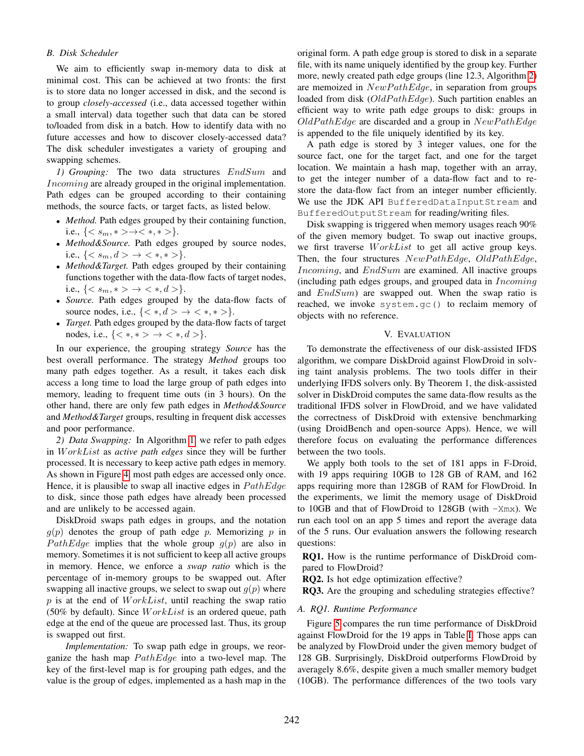### B. Disk Scheduler

We aim to efficiently swap in-memory data to disk at minimal cost. This can be achieved at two fronts: the first is to store data no longer accessed in disk, and the second is to group *closely-accessed* (i.e., data accessed together within a small interval) data together such that data can be stored to/loaded from disk in a batch. How to identify data with no future accesses and how to discover closely-accessed data? The disk scheduler investigates a variety of grouping and swapping schemes.

*1) Grouping:* The two data structures $EndSum$ and $Incoming$ are already grouped in the original implementation. Path edges can be grouped according to their containing methods, the source facts, or target facts, as listed below.

- *Method.* Path edges grouped by their containing function, i.e., $\{< s_m, * > \rightarrow < *, * >\}$.
- *Method&Source.* Path edges grouped by source nodes, i.e., $\{< s_m, d > \rightarrow < *, * >\}$.
- *Method&Target.* Path edges grouped by their containing functions together with the data-flow facts of target nodes, i.e., $\{< s_m, * > \rightarrow < *, d >\}$.
- *Source.* Path edges grouped by the data-flow facts of source nodes, i.e., $\{< *, d > \rightarrow < *, * >\}$.
- *Target.* Path edges grouped by the data-flow facts of target nodes, i.e., $\{< *, * > \rightarrow < *, d >\}$.

In our experience, the grouping strategy *Source* has the best overall performance. The strategy *Method* groups too many path edges together. As a result, it takes each disk access a long time to load the large group of path edges into memory, leading to frequent time outs (in 3 hours). On the other hand, there are only few path edges in *Method&Source* and *Method&Target* groups, resulting in frequent disk accesses and poor performance.

*2) Data Swapping:* In Algorithm 1, we refer to path edges in $WorkList$ as *active path edges* since they will be further processed. It is necessary to keep active path edges in memory. As shown in Figure 4, most path edges are accessed only once. Hence, it is plausible to swap all inactive edges in $PathEdge$ to disk, since those path edges have already been processed and are unlikely to be accessed again.

DiskDroid swaps path edges in groups, and the notation $g(p)$ denotes the group of path edge $p$. Memorizing $p$ in $PathEdge$ implies that the whole group $g(p)$ are also in memory. Sometimes it is not sufficient to keep all active groups in memory. Hence, we enforce a *swap ratio* which is the percentage of in-memory groups to be swapped out. After swapping all inactive groups, we select to swap out $g(p)$ where $p$ is at the end of $WorkList$, until reaching the swap ratio (50% by default). Since $WorkList$ is an ordered queue, path edge at the end of the queue are processed last. Thus, its group is swapped out first.

*Implementation:* To swap path edge in groups, we reorganize the hash map $PathEdge$ into a two-level map. The key of the first-level map is for grouping path edges, and the value is the group of edges, implemented as a hash map in the original form. A path edge group is stored to disk in a separate file, with its name uniquely identified by the group key. Furthermore, newly created path edge groups (line 12.3, Algorithm 2) are memoized in $NewPathEdge$, in separation from groups loaded from disk ($OldPathEdge$). Such partition enables an efficient way to write path edge groups to disk: groups in $OldPathEdge$ are discarded and a group in $NewPathEdge$ is appended to the file uniquely identified by its key.

A path edge is stored by 3 integer values, one for the source fact, one for the target fact, and one for the target location. We maintain a hash map, together with an array, to get the integer number of a data-flow fact and to restore the data-flow fact from an integer number efficiently. We use the JDK API `BufferedDataInputStream` and `BufferedOutputStream` for reading/writing files.

Disk swapping is triggered when memory usages reach 90% of the given memory budget. To swap out inactive groups, we first traverse $WorkList$ to get all active group keys. Then, the four structures $NewPathEdge$, $OldPathEdge$, $Incoming$, and $EndSum$ are examined. All inactive groups (including path edges groups, and grouped data in $Incoming$ and $EndSum$) are swapped out. When the swap ratio is reached, we invoke `system.gc()` to reclaim memory of objects with no reference.

## V. Evaluation

To demonstrate the effectiveness of our disk-assisted IFDS algorithm, we compare DiskDroid against FlowDroid in solving taint analysis problems. The two tools differ in their underlying IFDS solvers only. By Theorem 1, the disk-assisted solver in DiskDroid computes the same data-flow results as the traditional IFDS solver in FlowDroid, and we have validated the correctness of DiskDroid with extensive benchmarking (using DroidBench and open-source Apps). Hence, we will therefore focus on evaluating the performance differences between the two tools.

We apply both tools to the set of 181 apps in F-Droid, with 19 apps requiring 10GB to 128 GB of RAM, and 162 apps requiring more than 128GB of RAM for FlowDroid. In the experiments, we limit the memory usage of DiskDroid to 10GB and that of FlowDroid to 128GB (with `-Xmx`). We run each tool on an app 5 times and report the average data of the 5 runs. Our evaluation answers the following research questions:

**RQ1.** How is the runtime performance of DiskDroid compared to FlowDroid?
**RQ2.** Is hot edge optimization effective?
**RQ3.** Are the grouping and scheduling strategies effective?

### A. RQ1. Runtime Performance

Figure 5 compares the run time performance of DiskDroid against FlowDroid for the 19 apps in Table I. Those apps can be analyzed by FlowDroid under the given memory budget of 128 GB. Surprisingly, DiskDroid outperforms FlowDroid by averagely 8.6%, despite given a much smaller memory budget (10GB). The performance differences of the two tools vary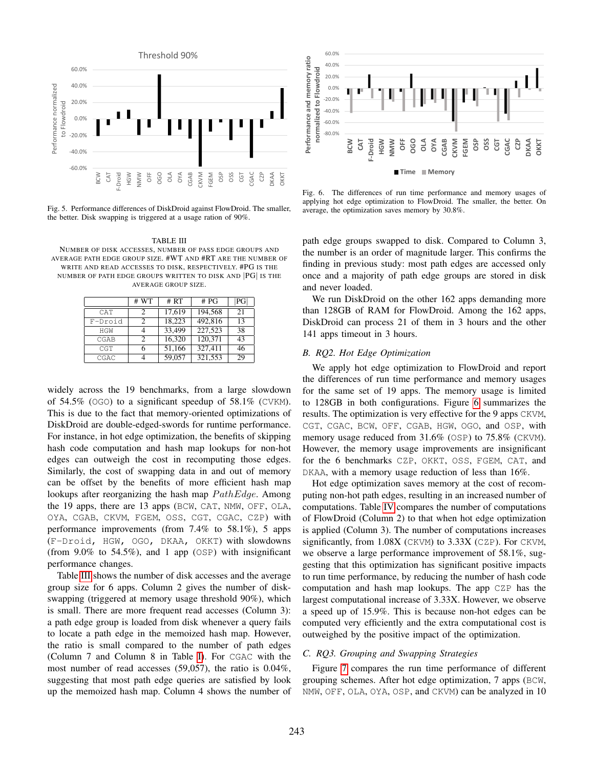Fig. 5. Performance differences of DiskDroid against FlowDroid. The smaller, the better. Disk swapping is triggered at a usage ration of 90%.

Fig. 6. The differences of run time performance and memory usages of applying hot edge optimization to FlowDroid. The smaller, the better. On average, the optimization saves memory by 30.8%.

TABLE III

NUMBER OF DISK ACCESSES, NUMBER OF PASS EDGE GROUPS AND AVERAGE PATH EDGE GROUP SIZE. #WT AND #RT ARE THE NUMBER OF WRITE AND READ ACCESSES TO DISK, RESPECTIVELY. #PG IS THE NUMBER OF PATH EDGE GROUPS WRITTEN TO DISK AND |PG| IS THE AVERAGE GROUP SIZE.

| | # WT | # RT | # PG | \|PG\| |
|---|---|---|---|---|
| CAT | 2 | 17,619 | 194,568 | 21 |
| F-Droid | 2 | 18,223 | 492,816 | 13 |
| HGW | 4 | 33,499 | 227,523 | 38 |
| CGAB | 2 | 16,320 | 120,371 | 43 |
| CGT | 6 | 51,166 | 327,411 | 46 |
| CGAC | 4 | 59,057 | 321,553 | 29 |

widely across the 19 benchmarks, from a large slowdown of 54.5% (OGO) to a significant speedup of 58.1% (CVKM). This is due to the fact that memory-oriented optimizations of DiskDroid are double-edged-swords for runtime performance. For instance, in hot edge optimization, the benefits of skipping hash code computation and hash map lookups for non-hot edges can outweigh the cost in recomputing those edges. Similarly, the cost of swapping data in and out of memory can be offset by the benefits of more efficient hash map lookups after reorganizing the hash map $PathEdge$. Among the 19 apps, there are 13 apps (BCW, CAT, NMW, OFF, OLA, OYA, CGAB, CKVM, FGEM, OSS, CGT, CGAC, CZP) with performance improvements (from 7.4% to 58.1%), 5 apps (F-Droid, HGW, OGO, DKAA, OKKT) with slowdowns (from 9.0% to 54.5%), and 1 app (OSP) with insignificant performance changes.

Table III shows the number of disk accesses and the average group size for 6 apps. Column 2 gives the number of disk-swapping (triggered at memory usage threshold 90%), which is small. There are more frequent read accesses (Column 3): a path edge group is loaded from disk whenever a query fails to locate a path edge in the memoized hash map. However, the ratio is small compared to the number of path edges (Column 7 and Column 8 in Table I). For CGAC with the most number of read accesses (59,057), the ratio is 0.04%, suggesting that most path edge queries are satisfied by look up the memoized hash map. Column 4 shows the number of path edge groups swapped to disk. Compared to Column 3, the number is an order of magnitude larger. This confirms the finding in previous study: most path edges are accessed only once and a majority of path edge groups are stored in disk and never loaded.

We run DiskDroid on the other 162 apps demanding more than 128GB of RAM for FlowDroid. Among the 162 apps, DiskDroid can process 21 of them in 3 hours and the other 141 apps timeout in 3 hours.

### B. RQ2. Hot Edge Optimization

We apply hot edge optimization to FlowDroid and report the differences of run time performance and memory usages for the same set of 19 apps. The memory usage is limited to 128GB in both configurations. Figure 6 summarizes the results. The optimization is very effective for the 9 apps CKVM, CGT, CGAC, BCW, OFF, CGAB, HGW, OGO, and OSP, with memory usage reduced from 31.6% (OSP) to 75.8% (CKVM). However, the memory usage improvements are insignificant for the 6 benchmarks CZP, OKKT, OSS, FGEM, CAT, and DKAA, with a memory usage reduction of less than 16%.

Hot edge optimization saves memory at the cost of recomputing non-hot path edges, resulting in an increased number of computations. Table IV compares the number of computations of FlowDroid (Column 2) to that when hot edge optimization is applied (Column 3). The number of computations increases significantly, from 1.08X (CKVM) to 3.33X (CZP). For CKVM, we observe a large performance improvement of 58.1%, suggesting that this optimization has significant positive impacts to run time performance, by reducing the number of hash code computation and hash map lookups. The app CZP has the largest computational increase of 3.33X. However, we observe a speed up of 15.9%. This is because non-hot edges can be computed very efficiently and the extra computational cost is outweighed by the positive impact of the optimization.

### C. RQ3. Grouping and Swapping Strategies

Figure 7 compares the run time performance of different grouping schemes. After hot edge optimization, 7 apps (BCW, NMW, OFF, OLA, OYA, OSP, and CKVM) can be analyzed in 10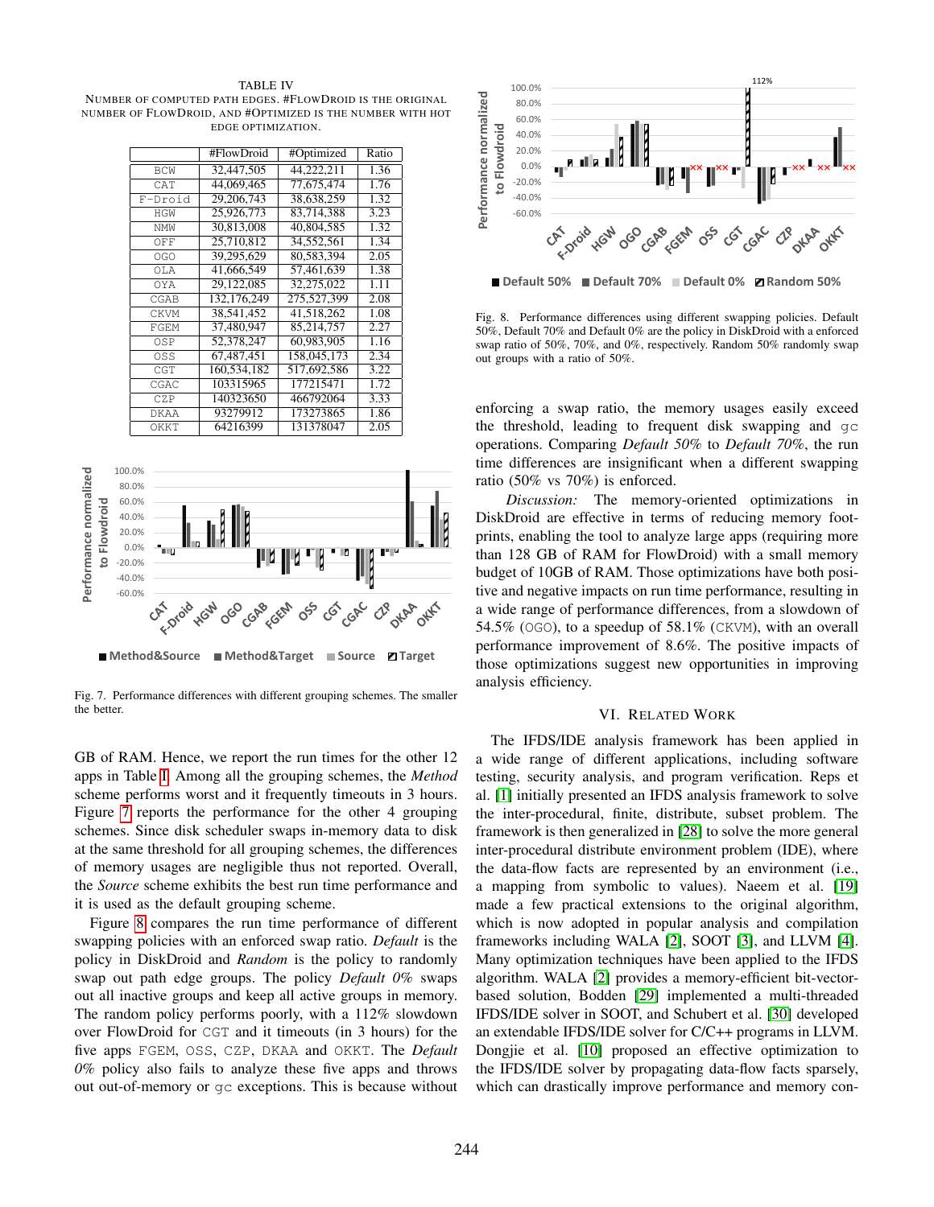TABLE IV

NUMBER OF COMPUTED PATH EDGES. #FLOWDROID IS THE ORIGINAL NUMBER OF FLOWDROID, AND #OPTIMIZED IS THE NUMBER WITH HOT EDGE OPTIMIZATION.

| | #FlowDroid | #Optimized | Ratio |
|---|---|---|---|
| BCW | 32,447,505 | 44,222,211 | 1.36 |
| CAT | 44,069,465 | 77,675,474 | 1.76 |
| F-Droid | 29,206,743 | 38,638,259 | 1.32 |
| HGW | 25,926,773 | 83,714,388 | 3.23 |
| NMW | 30,813,008 | 40,804,585 | 1.32 |
| OFF | 25,710,812 | 34,552,561 | 1.34 |
| OGO | 39,295,629 | 80,583,394 | 2.05 |
| OLA | 41,666,549 | 57,461,639 | 1.38 |
| OYA | 29,122,085 | 32,275,022 | 1.11 |
| CGAB | 132,176,249 | 275,527,399 | 2.08 |
| CKVM | 38,541,452 | 41,518,262 | 1.08 |
| FGEM | 37,480,947 | 85,214,757 | 2.27 |
| OSP | 52,378,247 | 60,983,905 | 1.16 |
| OSS | 67,487,451 | 158,045,173 | 2.34 |
| CGT | 160,534,182 | 517,692,586 | 3.22 |
| CGAC | 103315965 | 177215471 | 1.72 |
| CZP | 140323650 | 466792064 | 3.33 |
| DKAA | 93279912 | 173273865 | 1.86 |
| OKKT | 64216399 | 131378047 | 2.05 |

Fig. 7. Performance differences with different grouping schemes. The smaller the better.

GB of RAM. Hence, we report the run times for the other 12 apps in Table I. Among all the grouping schemes, the *Method* scheme performs worst and it frequently timeouts in 3 hours. Figure 7 reports the performance for the other 4 grouping schemes. Since disk scheduler swaps in-memory data to disk at the same threshold for all grouping schemes, the differences of memory usages are negligible thus not reported. Overall, the *Source* scheme exhibits the best run time performance and it is used as the default grouping scheme.

Figure 8 compares the run time performance of different swapping policies with an enforced swap ratio. *Default* is the policy in DiskDroid and *Random* is the policy to randomly swap out path edge groups. The policy *Default 0%* swaps out all inactive groups and keep all active groups in memory. The random policy performs poorly, with a 112% slowdown over FlowDroid for CGT and it timeouts (in 3 hours) for the five apps FGEM, OSS, CZP, DKAA and OKKT. The *Default 0%* policy also fails to analyze these five apps and throws out out-of-memory or gc exceptions. This is because without

Fig. 8. Performance differences using different swapping policies. Default 50%, Default 70% and Default 0% are the policy in DiskDroid with a enforced swap ratio of 50%, 70%, and 0%, respectively. Random 50% randomly swap out groups with a ratio of 50%.

enforcing a swap ratio, the memory usages easily exceed the threshold, leading to frequent disk swapping and gc operations. Comparing *Default 50%* to *Default 70%*, the run time differences are insignificant when a different swapping ratio (50% vs 70%) is enforced.

*Discussion:* The memory-oriented optimizations in DiskDroid are effective in terms of reducing memory footprints, enabling the tool to analyze large apps (requiring more than 128 GB of RAM for FlowDroid) with a small memory budget of 10GB of RAM. Those optimizations have both positive and negative impacts on run time performance, resulting in a wide range of performance differences, from a slowdown of 54.5% (OGO), to a speedup of 58.1% (CKVM), with an overall performance improvement of 8.6%. The positive impacts of those optimizations suggest new opportunities in improving analysis efficiency.

## VI. RELATED WORK

The IFDS/IDE analysis framework has been applied in a wide range of different applications, including software testing, security analysis, and program verification. Reps et al. [1] initially presented an IFDS analysis framework to solve the inter-procedural, finite, distribute, subset problem. The framework is then generalized in [28] to solve the more general inter-procedural distribute environment problem (IDE), where the data-flow facts are represented by an environment (i.e., a mapping from symbolic to values). Naeem et al. [19] made a few practical extensions to the original algorithm, which is now adopted in popular analysis and compilation frameworks including WALA [2], SOOT [3], and LLVM [4]. Many optimization techniques have been applied to the IFDS algorithm. WALA [2] provides a memory-efficient bit-vector-based solution, Bodden [29] implemented a multi-threaded IFDS/IDE solver in SOOT, and Schubert et al. [30] developed an extendable IFDS/IDE solver for C/C++ programs in LLVM. Dongjie et al. [10] proposed an effective optimization to the IFDS/IDE solver by propagating data-flow facts sparsely, which can drastically improve performance and memory con-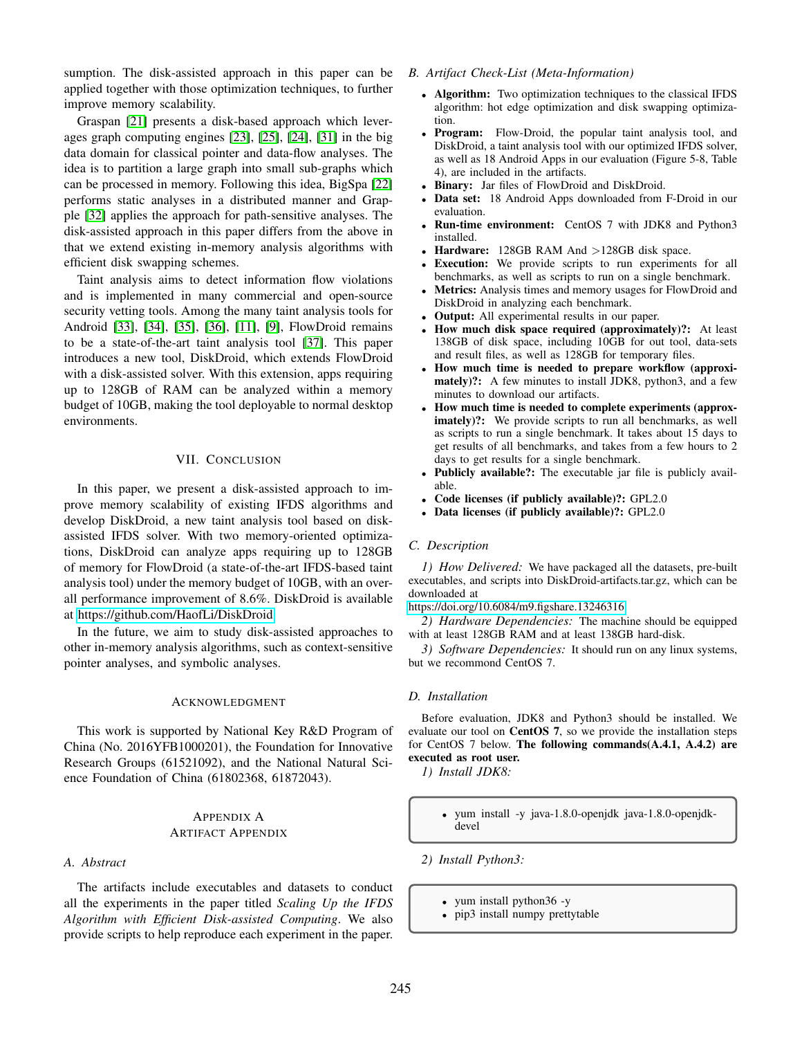sumption. The disk-assisted approach in this paper can be applied together with those optimization techniques, to further improve memory scalability.

Graspan [21] presents a disk-based approach which leverages graph computing engines [23], [25], [24], [31] in the big data domain for classical pointer and data-flow analyses. The idea is to partition a large graph into small sub-graphs which can be processed in memory. Following this idea, BigSpa [22] performs static analyses in a distributed manner and Grapple [32] applies the approach for path-sensitive analyses. The disk-assisted approach in this paper differs from the above in that we extend existing in-memory analysis algorithms with efficient disk swapping schemes.

Taint analysis aims to detect information flow violations and is implemented in many commercial and open-source security vetting tools. Among the many taint analysis tools for Android [33], [34], [35], [36], [11], [9], FlowDroid remains to be a state-of-the-art taint analysis tool [37]. This paper introduces a new tool, DiskDroid, which extends FlowDroid with a disk-assisted solver. With this extension, apps requiring up to 128GB of RAM can be analyzed within a memory budget of 10GB, making the tool deployable to normal desktop environments.

## VII. Conclusion

In this paper, we present a disk-assisted approach to improve memory scalability of existing IFDS algorithms and develop DiskDroid, a new taint analysis tool based on disk-assisted IFDS solver. With two memory-oriented optimizations, DiskDroid can analyze apps requiring up to 128GB of memory for FlowDroid (a state-of-the-art IFDS-based taint analysis tool) under the memory budget of 10GB, with an overall performance improvement of 8.6%. DiskDroid is available at https://github.com/HaofLi/DiskDroid.

In the future, we aim to study disk-assisted approaches to other in-memory analysis algorithms, such as context-sensitive pointer analyses, and symbolic analyses.

## Acknowledgment

This work is supported by National Key R&D Program of China (No. 2016YFB1000201), the Foundation for Innovative Research Groups (61521092), and the National Natural Science Foundation of China (61802368, 61872043).

## Appendix A
## Artifact Appendix

### A. Abstract

The artifacts include executables and datasets to conduct all the experiments in the paper titled *Scaling Up the IFDS Algorithm with Efficient Disk-assisted Computing*. We also provide scripts to help reproduce each experiment in the paper.

### B. Artifact Check-List (Meta-Information)

- **Algorithm:** Two optimization techniques to the classical IFDS algorithm: hot edge optimization and disk swapping optimization.
- **Program:** Flow-Droid, the popular taint analysis tool, and DiskDroid, a taint analysis tool with our optimized IFDS solver, as well as 18 Android Apps in our evaluation (Figure 5-8, Table 4), are included in the artifacts.
- **Binary:** Jar files of FlowDroid and DiskDroid.
- **Data set:** 18 Android Apps downloaded from F-Droid in our evaluation.
- **Run-time environment:** CentOS 7 with JDK8 and Python3 installed.
- **Hardware:** 128GB RAM And >128GB disk space.
- **Execution:** We provide scripts to run experiments for all benchmarks, as well as scripts to run on a single benchmark.
- **Metrics:** Analysis times and memory usages for FlowDroid and DiskDroid in analyzing each benchmark.
- **Output:** All experimental results in our paper.
- **How much disk space required (approximately)?:** At least 138GB of disk space, including 10GB for out tool, data-sets and result files, as well as 128GB for temporary files.
- **How much time is needed to prepare workflow (approximately)?:** A few minutes to install JDK8, python3, and a few minutes to download our artifacts.
- **How much time is needed to complete experiments (approximately)?:** We provide scripts to run all benchmarks, as well as scripts to run a single benchmark. It takes about 15 days to get results of all benchmarks, and takes from a few hours to 2 days to get results for a single benchmark.
- **Publicly available?:** The executable jar file is publicly available.
- **Code licenses (if publicly available)?:** GPL2.0
- **Data licenses (if publicly available)?:** GPL2.0

### C. Description

*1) How Delivered:* We have packaged all the datasets, pre-built executables, and scripts into DiskDroid-artifacts.tar.gz, which can be downloaded at https://doi.org/10.6084/m9.figshare.13246316

*2) Hardware Dependencies:* The machine should be equipped with at least 128GB RAM and at least 138GB hard-disk.

*3) Software Dependencies:* It should run on any linux systems, but we recommond CentOS 7.

### D. Installation

Before evaluation, JDK8 and Python3 should be installed. We evaluate our tool on **CentOS 7**, so we provide the installation steps for CentOS 7 below. **The following commands(A.4.1, A.4.2) are executed as root user.**

*1) Install JDK8:*

```
yum install -y java-1.8.0-openjdk java-1.8.0-openjdk-devel
```

*2) Install Python3:*

```
yum install python36 -y
pip3 install numpy prettytable
```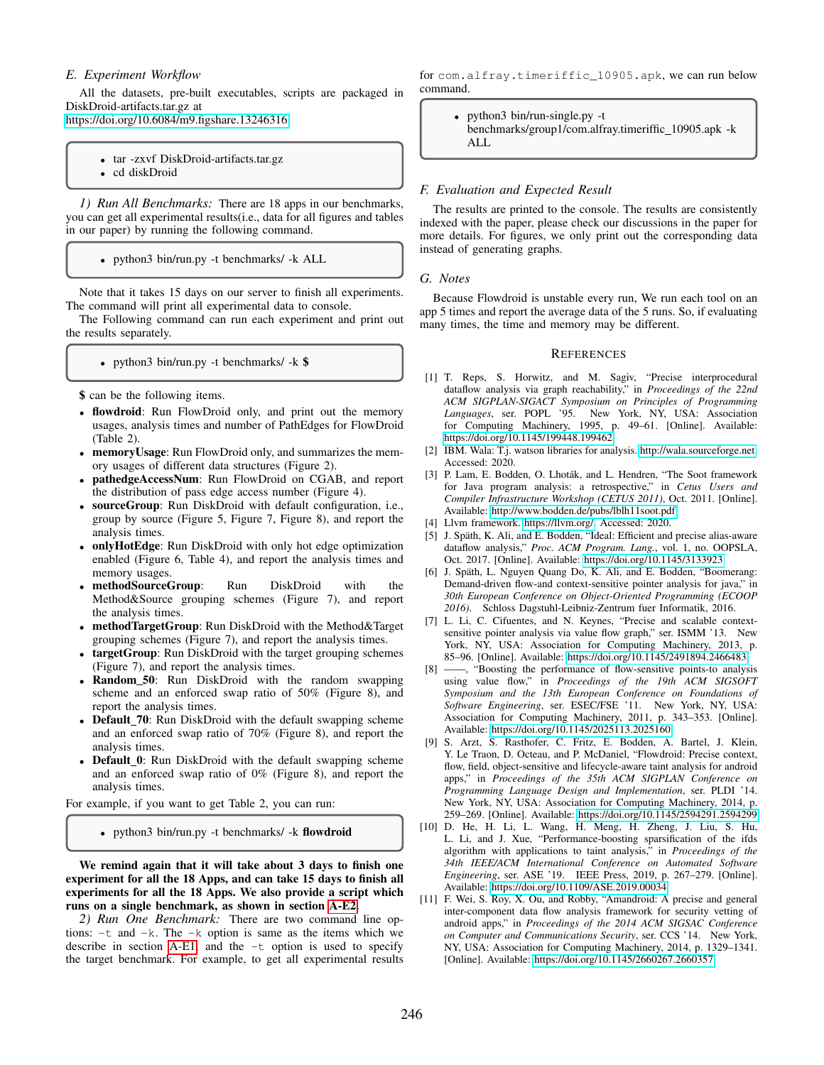### E. Experiment Workflow

All the datasets, pre-built executables, scripts are packaged in DiskDroid-artifacts.tar.gz at https://doi.org/10.6084/m9.figshare.13246316

- tar -zxvf DiskDroid-artifacts.tar.gz
- cd diskDroid

*1) Run All Benchmarks:* There are 18 apps in our benchmarks, you can get all experimental results(i.e., data for all figures and tables in our paper) by running the following command.

- python3 bin/run.py -t benchmarks/ -k ALL

Note that it takes 15 days on our server to finish all experiments. The command will print all experimental data to console.

The Following command can run each experiment and print out the results separately.

- python3 bin/run.py -t benchmarks/ -k **$**

**$** can be the following items.

- **flowdroid**: Run FlowDroid only, and print out the memory usages, analysis times and number of PathEdges for FlowDroid (Table 2).
- **memoryUsage**: Run FlowDroid only, and summarizes the memory usages of different data structures (Figure 2).
- **pathedgeAccessNum**: Run FlowDroid on CGAB, and report the distribution of pass edge access number (Figure 4).
- **sourceGroup**: Run DiskDroid with default configuration, i.e., group by source (Figure 5, Figure 7, Figure 8), and report the analysis times.
- **onlyHotEdge**: Run DiskDroid with only hot edge optimization enabled (Figure 6, Table 4), and report the analysis times and memory usages.
- **methodSourceGroup**: Run DiskDroid with the Method&Source grouping schemes (Figure 7), and report the analysis times.
- **methodTargetGroup**: Run DiskDroid with the Method&Target grouping schemes (Figure 7), and report the analysis times.
- **targetGroup**: Run DiskDroid with the target grouping schemes (Figure 7), and report the analysis times.
- **Random_50**: Run DiskDroid with the random swapping scheme and an enforced swap ratio of 50% (Figure 8), and report the analysis times.
- **Default_70**: Run DiskDroid with the default swapping scheme and an enforced swap ratio of 70% (Figure 8), and report the analysis times.
- **Default_0**: Run DiskDroid with the default swapping scheme and an enforced swap ratio of 0% (Figure 8), and report the analysis times.

For example, if you want to get Table 2, you can run:

- python3 bin/run.py -t benchmarks/ -k **flowdroid**

**We remind again that it will take about 3 days to finish one experiment for all the 18 Apps, and can take 15 days to finish all experiments for all the 18 Apps. We also provide a script which runs on a single benchmark, as shown in section A-E2.**

*2) Run One Benchmark:* There are two command line options: `-t` and `-k`. The `-k` option is same as the items which we describe in section A-E1, and the `-t` option is used to specify the target benchmark. For example, to get all experimental results for `com.alfray.timeriffic_10905.apk`, we can run below command.

- python3 bin/run-single.py -t benchmarks/group1/com.alfray.timeriffic_10905.apk -k ALL

### F. Evaluation and Expected Result

The results are printed to the console. The results are consistently indexed with the paper, please check our discussions in the paper for more details. For figures, we only print out the corresponding data instead of generating graphs.

### G. Notes

Because Flowdroid is unstable every run, We run each tool on an app 5 times and report the average data of the 5 runs. So, if evaluating many times, the time and memory may be different.

## References

[1] T. Reps, S. Horwitz, and M. Sagiv, "Precise interprocedural dataflow analysis via graph reachability," in *Proceedings of the 22nd ACM SIGPLAN-SIGACT Symposium on Principles of Programming Languages*, ser. POPL '95. New York, NY, USA: Association for Computing Machinery, 1995, p. 49–61. [Online]. Available: https://doi.org/10.1145/199448.199462

[2] IBM. Wala: T.j. watson libraries for analysis. http://wala.sourceforge.net Accessed: 2020.

[3] P. Lam, E. Bodden, O. Lhoták, and L. Hendren, "The Soot framework for Java program analysis: a retrospective," in *Cetus Users and Compiler Infrastructure Workshop (CETUS 2011)*, Oct. 2011. [Online]. Available: http://www.bodden.de/pubs/lblh11soot.pdf

[4] Llvm framework. https://llvm.org/ Accessed: 2020.

[5] J. Späth, K. Ali, and E. Bodden, "Ideal: Efficient and precise alias-aware dataflow analysis," *Proc. ACM Program. Lang.*, vol. 1, no. OOPSLA, Oct. 2017. [Online]. Available: https://doi.org/10.1145/3133923

[6] J. Späth, L. Nguyen Quang Do, K. Ali, and E. Bodden, "Boomerang: Demand-driven flow-and context-sensitive pointer analysis for java," in *30th European Conference on Object-Oriented Programming (ECOOP 2016)*. Schloss Dagstuhl-Leibniz-Zentrum fuer Informatik, 2016.

[7] L. Li, C. Cifuentes, and N. Keynes, "Precise and scalable context-sensitive pointer analysis via value flow graph," ser. ISMM '13. New York, NY, USA: Association for Computing Machinery, 2013, p. 85–96. [Online]. Available: https://doi.org/10.1145/2491894.2466483

[8] ——, "Boosting the performance of flow-sensitive points-to analysis using value flow," in *Proceedings of the 19th ACM SIGSOFT Symposium and the 13th European Conference on Foundations of Software Engineering*, ser. ESEC/FSE '11. New York, NY, USA: Association for Computing Machinery, 2011, p. 343–353. [Online]. Available: https://doi.org/10.1145/2025113.2025160

[9] S. Arzt, S. Rasthofer, C. Fritz, E. Bodden, A. Bartel, J. Klein, Y. Le Traon, D. Octeau, and P. McDaniel, "Flowdroid: Precise context, flow, field, object-sensitive and lifecycle-aware taint analysis for android apps," in *Proceedings of the 35th ACM SIGPLAN Conference on Programming Language Design and Implementation*, ser. PLDI '14. New York, NY, USA: Association for Computing Machinery, 2014, p. 259–269. [Online]. Available: https://doi.org/10.1145/2594291.2594299

[10] D. He, H. Li, L. Wang, H. Meng, H. Zheng, J. Liu, S. Hu, L. Li, and J. Xue, "Performance-boosting sparsification of the ifds algorithm with applications to taint analysis," in *Proceedings of the 34th IEEE/ACM International Conference on Automated Software Engineering*, ser. ASE '19. IEEE Press, 2019, p. 267–279. [Online]. Available: https://doi.org/10.1109/ASE.2019.00034

[11] F. Wei, S. Roy, X. Ou, and Robby, "Amandroid: A precise and general inter-component data flow analysis framework for security vetting of android apps," in *Proceedings of the 2014 ACM SIGSAC Conference on Computer and Communications Security*, ser. CCS '14. New York, NY, USA: Association for Computing Machinery, 2014, p. 1329–1341. [Online]. Available: https://doi.org/10.1145/2660267.2660357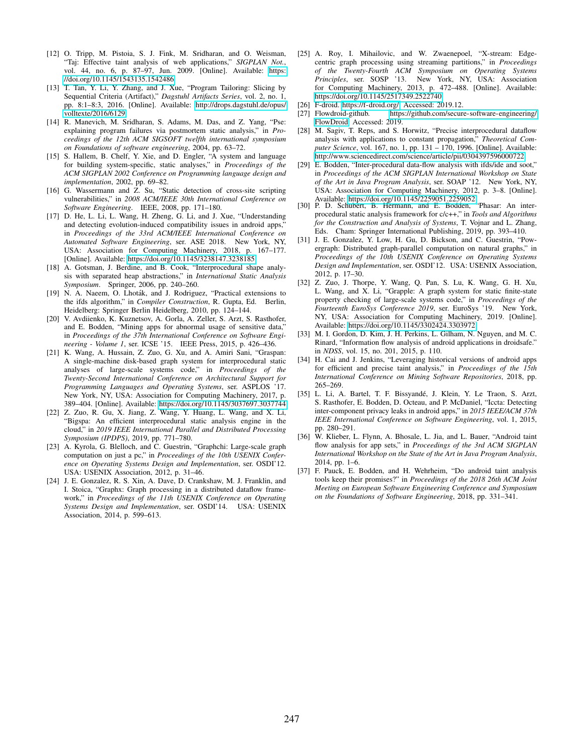[12] O. Tripp, M. Pistoia, S. J. Fink, M. Sridharan, and O. Weisman, "Taj: Effective taint analysis of web applications," *SIGPLAN Not.*, vol. 44, no. 6, p. 87–97, Jun. 2009. [Online]. Available: https://doi.org/10.1145/1543135.1542486

[13] T. Tan, Y. Li, Y. Zhang, and J. Xue, "Program Tailoring: Slicing by Sequential Criteria (Artifact)," *Dagstuhl Artifacts Series*, vol. 2, no. 1, pp. 8:1–8:3, 2016. [Online]. Available: http://drops.dagstuhl.de/opus/volltexte/2016/6129

[14] R. Manevich, M. Sridharan, S. Adams, M. Das, and Z. Yang, "Pse: explaining program failures via postmortem static analysis," in *Proceedings of the 12th ACM SIGSOFT twelfth international symposium on Foundations of software engineering*, 2004, pp. 63–72.

[15] S. Hallem, B. Chelf, Y. Xie, and D. Engler, "A system and language for building system-specific, static analyses," in *Proceedings of the ACM SIGPLAN 2002 Conference on Programming language design and implementation*, 2002, pp. 69–82.

[16] G. Wassermann and Z. Su, "Static detection of cross-site scripting vulnerabilities," in *2008 ACM/IEEE 30th International Conference on Software Engineering*. IEEE, 2008, pp. 171–180.

[17] D. He, L. Li, L. Wang, H. Zheng, G. Li, and J. Xue, "Understanding and detecting evolution-induced compatibility issues in android apps," in *Proceedings of the 33rd ACM/IEEE International Conference on Automated Software Engineering*, ser. ASE 2018. New York, NY, USA: Association for Computing Machinery, 2018, p. 167–177. [Online]. Available: https://doi.org/10.1145/3238147.3238185

[18] A. Gotsman, J. Berdine, and B. Cook, "Interprocedural shape analysis with separated heap abstractions," in *International Static Analysis Symposium*. Springer, 2006, pp. 240–260.

[19] N. A. Naeem, O. Lhoták, and J. Rodriguez, "Practical extensions to the ifds algorithm," in *Compiler Construction*, R. Gupta, Ed. Berlin, Heidelberg: Springer Berlin Heidelberg, 2010, pp. 124–144.

[20] V. Avdiienko, K. Kuznetsov, A. Gorla, A. Zeller, S. Arzt, S. Rasthofer, and E. Bodden, "Mining apps for abnormal usage of sensitive data," in *Proceedings of the 37th International Conference on Software Engineering - Volume 1*, ser. ICSE '15. IEEE Press, 2015, p. 426–436.

[21] K. Wang, A. Hussain, Z. Zuo, G. Xu, and A. Amiri Sani, "Graspan: A single-machine disk-based graph system for interprocedural static analyses of large-scale systems code," in *Proceedings of the Twenty-Second International Conference on Architectural Support for Programming Languages and Operating Systems*, ser. ASPLOS '17. New York, NY, USA: Association for Computing Machinery, 2017, p. 389–404. [Online]. Available: https://doi.org/10.1145/3037697.3037744

[22] Z. Zuo, R. Gu, X. Jiang, Z. Wang, Y. Huang, L. Wang, and X. Li, "Bigspa: An efficient interprocedural static analysis engine in the cloud," in *2019 IEEE International Parallel and Distributed Processing Symposium (IPDPS)*, 2019, pp. 771–780.

[23] A. Kyrola, G. Blelloch, and C. Guestrin, "Graphchi: Large-scale graph computation on just a pc," in *Proceedings of the 10th USENIX Conference on Operating Systems Design and Implementation*, ser. OSDI'12. USA: USENIX Association, 2012, p. 31–46.

[24] J. E. Gonzalez, R. S. Xin, A. Dave, D. Crankshaw, M. J. Franklin, and I. Stoica, "Graphx: Graph processing in a distributed dataflow framework," in *Proceedings of the 11th USENIX Conference on Operating Systems Design and Implementation*, ser. OSDI'14. USA: USENIX Association, 2014, p. 599–613.

[25] A. Roy, I. Mihailovic, and W. Zwaenepoel, "X-stream: Edge-centric graph processing using streaming partitions," in *Proceedings of the Twenty-Fourth ACM Symposium on Operating Systems Principles*, ser. SOSP '13. New York, NY, USA: Association for Computing Machinery, 2013, p. 472–488. [Online]. Available: https://doi.org/10.1145/2517349.2522740

[26] F-droid. https://f-droid.org/ Accessed: 2019.12.

[27] Flowdroid-github. https://github.com/secure-software-engineering/FlowDroid Accessed: 2019.

[28] M. Sagiv, T. Reps, and S. Horwitz, "Precise interprocedural dataflow analysis with applications to constant propagation," *Theoretical Computer Science*, vol. 167, no. 1, pp. 131 – 170, 1996. [Online]. Available: http://www.sciencedirect.com/science/article/pii/0304397596000722

[29] E. Bodden, "Inter-procedural data-flow analysis with ifds/ide and soot," in *Proceedings of the ACM SIGPLAN International Workshop on State of the Art in Java Program Analysis*, ser. SOAP '12. New York, NY, USA: Association for Computing Machinery, 2012, p. 3–8. [Online]. Available: https://doi.org/10.1145/2259051.2259052

[30] P. D. Schubert, B. Hermann, and E. Bodden, "Phasar: An inter-procedural static analysis framework for c/c++," in *Tools and Algorithms for the Construction and Analysis of Systems*, T. Vojnar and L. Zhang, Eds. Cham: Springer International Publishing, 2019, pp. 393–410.

[31] J. E. Gonzalez, Y. Low, H. Gu, D. Bickson, and C. Guestrin, "Powergraph: Distributed graph-parallel computation on natural graphs," in *Proceedings of the 10th USENIX Conference on Operating Systems Design and Implementation*, ser. OSDI'12. USA: USENIX Association, 2012, p. 17–30.

[32] Z. Zuo, J. Thorpe, Y. Wang, Q. Pan, S. Lu, K. Wang, G. H. Xu, L. Wang, and X. Li, "Grapple: A graph system for static finite-state property checking of large-scale systems code," in *Proceedings of the Fourteenth EuroSys Conference 2019*, ser. EuroSys '19. New York, NY, USA: Association for Computing Machinery, 2019. [Online]. Available: https://doi.org/10.1145/3302424.3303972

[33] M. I. Gordon, D. Kim, J. H. Perkins, L. Gilham, N. Nguyen, and M. C. Rinard, "Information flow analysis of android applications in droidsafe." in *NDSS*, vol. 15, no. 201, 2015, p. 110.

[34] H. Cai and J. Jenkins, "Leveraging historical versions of android apps for efficient and precise taint analysis," in *Proceedings of the 15th International Conference on Mining Software Repositories*, 2018, pp. 265–269.

[35] L. Li, A. Bartel, T. F. Bissyandé, J. Klein, Y. Le Traon, S. Arzt, S. Rasthofer, E. Bodden, D. Octeau, and P. McDaniel, "Iccta: Detecting inter-component privacy leaks in android apps," in *2015 IEEE/ACM 37th IEEE International Conference on Software Engineering*, vol. 1, 2015, pp. 280–291.

[36] W. Klieber, L. Flynn, A. Bhosale, L. Jia, and L. Bauer, "Android taint flow analysis for app sets," in *Proceedings of the 3rd ACM SIGPLAN International Workshop on the State of the Art in Java Program Analysis*, 2014, pp. 1–6.

[37] F. Pauck, E. Bodden, and H. Wehrheim, "Do android taint analysis tools keep their promises?" in *Proceedings of the 2018 26th ACM Joint Meeting on European Software Engineering Conference and Symposium on the Foundations of Software Engineering*, 2018, pp. 331–341.